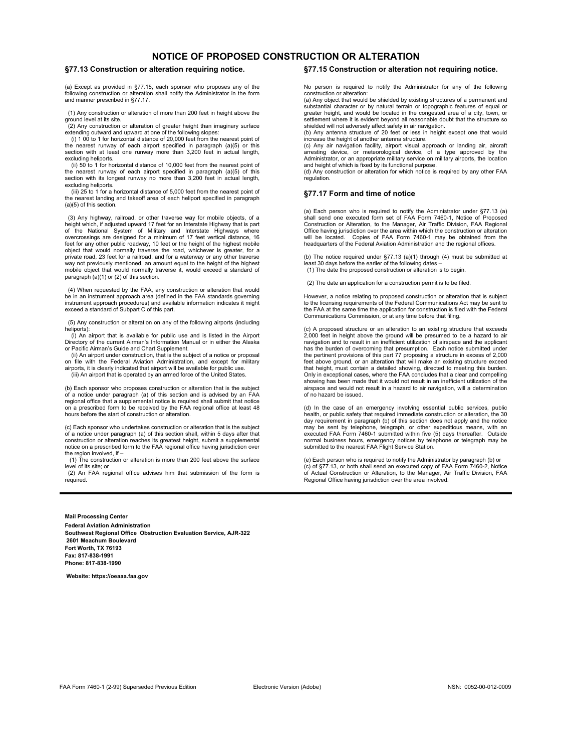# NOTICE OF PROPOSED CONSTRUCTION OR ALTERATION

## §77.13 Construction or alteration requiring notice.

(a) Except as provided in §77.15, each sponsor who proposes any of the following construction or alteration shall notify the Administrator in the form and manner prescribed in §77.17.

(1) Any construction or alteration of more than 200 feet in height above the ground level at its site.

(2) Any construction or alteration of greater height than imaginary surface extending outward and upward at one of the following slopes:

(i) 1 00 to 1 for horizontal distance of 20,000 feet from the nearest point of the nearest runway of each airport specified in paragraph (a)(5) or this section with at least one runway more than 3,200 feet in actual length, excluding heliports.

(ii) 50 to 1 for horizontal distance of 10,000 feet from the nearest point of the nearest runway of each airport specified in paragraph (a)(5) of this section with its longest runway no more than 3,200 feet in actual length, excluding heliports.

(iii) 25 to 1 for a horizontal distance of 5,000 feet from the nearest point of the nearest landing and takeoff area of each heliport specified in paragraph (a)(5) of this section.

(3) Any highway, railroad, or other traverse way for mobile objects, of a height which, if adjusted upward 17 feet for an Interstate Highway that is part of the National System of Military and Interstate Highways where overcrossings are designed for a minimum of 17 feet vertical distance, 16 feet for any other public roadway, 10 feet or the height of the highest mobile object that would normally traverse the road, whichever is greater, for a private road, 23 feet for a railroad, and for a waterway or any other traverse way not previously mentioned, an amount equal to the height of the highest mobile object that would normally traverse it, would exceed a standard of paragraph (a)(1) or (2) of this section.

(4) When requested by the FAA, any construction or alteration that would be in an instrument approach area (defined in the FAA standards governing instrument approach procedures) and available information indicates it might exceed a standard of Subpart C of this part.

(5) Any construction or alteration on any of the following airports (including heliports):

(i) An airport that is available for public use and is listed in the Airport Directory of the current Airman's Information Manual or in either the Alaska or Pacific Airman's Guide and Chart Supplement.

(ii) An airport under construction, that is the subject of a notice or proposal on file with the Federal Aviation Administration, and except for military airports, it is clearly indicated that airport will be available for public use.

(iii) An airport that is operated by an armed force of the United States.

(b) Each sponsor who proposes construction or alteration that is the subject of a notice under paragraph (a) of this section and is advised by an FAA regional office that a supplemental notice is required shall submit that notice on a prescribed form to be received by the FAA regional office at least 48 hours before the start of construction or alteration.

(c) Each sponsor who undertakes construction or alteration that is the subject of a notice under paragraph (a) of this section shall, within 5 days after that construction or alteration reaches its greatest height, submit a supplemental notice on a prescribed form to the FAA regional office having jurisdiction over the region involved, if –

(1) The construction or alteration is more than 200 feet above the surface level of its site; or

(2) An FAA regional office advises him that submission of the form is required.

## §77.15 Construction or alteration not requiring notice.

No person is required to notify the Administrator for any of the following construction or alteration:

(a) Any object that would be shielded by existing structures of a permanent and substantial character or by natural terrain or topographic features of equal or greater height, and would be located in the congested area of a city, town, or settlement where it is evident beyond all reasonable doubt that the structure so shielded will not adversely affect safety in air navigation.

(b) Any antenna structure of 20 feet or less in height except one that would increase the height of another antenna structure.

(c) Any air navigation facility, airport visual approach or landing air, aircraft arresting device, or meteorological device, of a type approved by the Administrator, or an appropriate military service on military airports, the location and height of which is fixed by its functional purpose.

(d) Any construction or alteration for which notice is required by any other FAA regulation.

## §77.17 Form and time of notice

(a) Each person who is required to notify the Administrator under §77.13 (a) shall send one executed form set of FAA Form 7460-1, Notice of Proposed Construction or Alteration, to the Manager, Air Traffic Division, FAA Regional Office having jurisdiction over the area within which the construction or alteration will be located. Copies of FAA Form 7460-1 may be obtained from the headquarters of the Federal Aviation Administration and the regional offices.

(b) The notice required under §77.13 (a)(1) through (4) must be submitted at least 30 days before the earlier of the following dates –

(1) The date the proposed construction or alteration is to begin.

(2) The date an application for a construction permit is to be filed.

However, a notice relating to proposed construction or alteration that is subject to the licensing requirements of the Federal Communications Act may be sent to the FAA at the same time the application for construction is filed with the Federal Communications Commission, or at any time before that filing.

(c) A proposed structure or an alteration to an existing structure that exceeds 2,000 feet in height above the ground will be presumed to be a hazard to air navigation and to result in an inefficient utilization of airspace and the applicant has the burden of overcoming that presumption. Each notice submitted under the pertinent provisions of this part 77 proposing a structure in excess of 2,000 feet above ground, or an alteration that will make an existing structure exceed that height, must contain a detailed showing, directed to meeting this burden. Only in exceptional cases, where the FAA concludes that a clear and compelling showing has been made that it would not result in an inefficient utilization of the airspace and would not result in a hazard to air navigation, will a determination of no hazard be issued.

(d) In the case of an emergency involving essential public services, public health, or public safety that required immediate construction or alteration, the 30 day requirement in paragraph (b) of this section does not apply and the notice may be sent by telephone, telegraph, or other expeditious means, with an executed FAA Form 7460-1 submitted within five (5) days thereafter. Outside normal business hours, emergency notices by telephone or telegraph may be submitted to the nearest FAA Flight Service Station.

(e) Each person who is required to notify the Administrator by paragraph (b) or (c) of §77.13, or both shall send an executed copy of FAA Form 7460-2, Notice of Actual Construction or Alteration, to the Manager, Air Traffic Division, FAA Regional Office having jurisdiction over the area involved.

---

**Mail Processing Center**
**Federal Aviation Administration**
**Southwest Regional Office Obstruction Evaluation Service, AJR-322**
**2601 Meachum Boulevard**
**Fort Worth, TX 76193**
**Fax: 817-838-1991**
**Phone: 817-838-1990**

**Website: https://oeaaa.faa.gov**

FAA Form 7460-1 (2-99) Superseded Previous Edition    Electronic Version (Adobe)    NSN: 0052-00-012-0009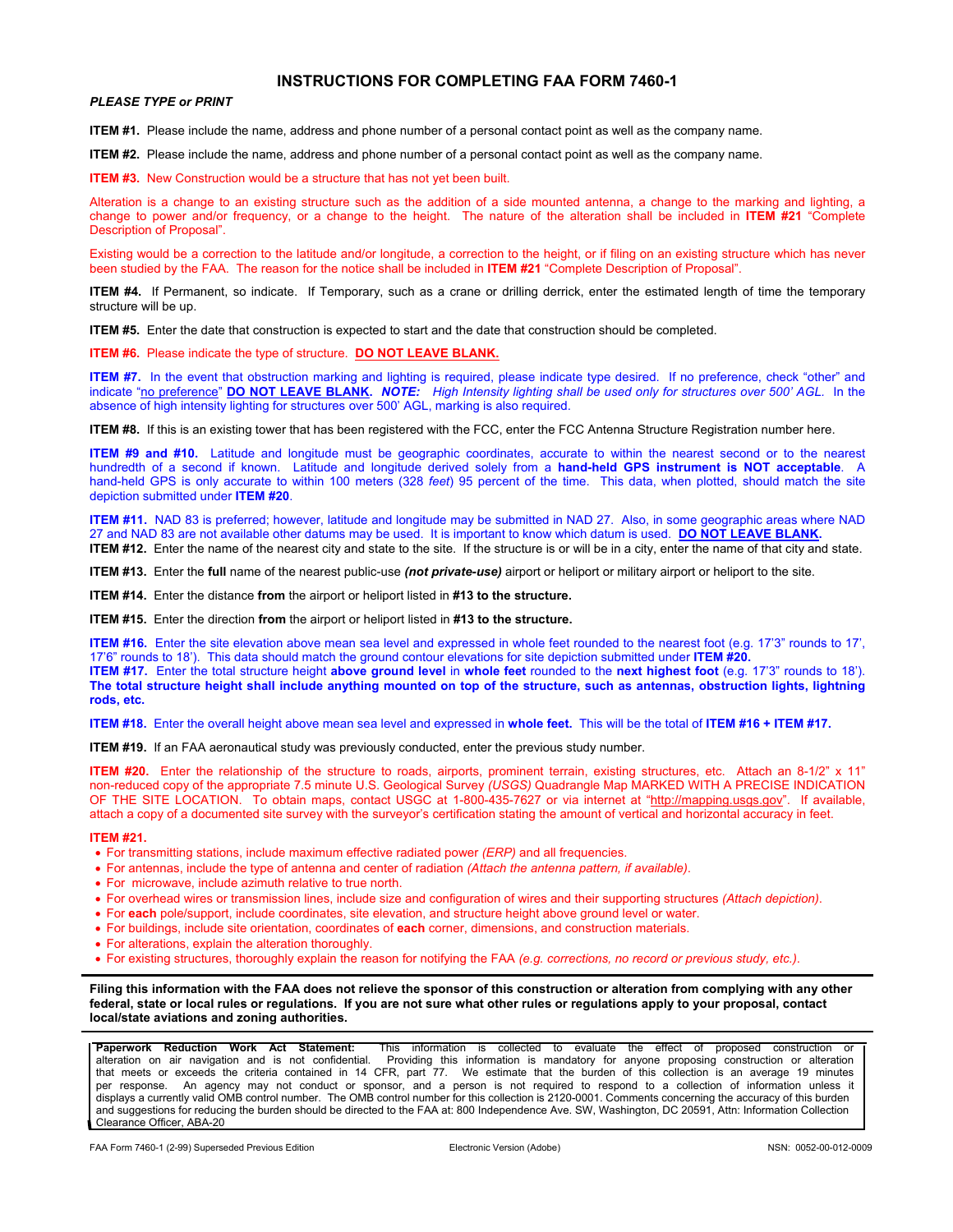# INSTRUCTIONS FOR COMPLETING FAA FORM 7460-1

***PLEASE TYPE or PRINT***

**ITEM #1.** Please include the name, address and phone number of a personal contact point as well as the company name.

**ITEM #2.** Please include the name, address and phone number of a personal contact point as well as the company name.

**ITEM #3.** New Construction would be a structure that has not yet been built.

Alteration is a change to an existing structure such as the addition of a side mounted antenna, a change to the marking and lighting, a change to power and/or frequency, or a change to the height. The nature of the alteration shall be included in **ITEM #21** "Complete Description of Proposal".

Existing would be a correction to the latitude and/or longitude, a correction to the height, or if filing on an existing structure which has never been studied by the FAA. The reason for the notice shall be included in **ITEM #21** "Complete Description of Proposal".

**ITEM #4.** If Permanent, so indicate. If Temporary, such as a crane or drilling derrick, enter the estimated length of time the temporary structure will be up.

**ITEM #5.** Enter the date that construction is expected to start and the date that construction should be completed.

**ITEM #6.** Please indicate the type of structure. **DO NOT LEAVE BLANK.**

**ITEM #7.** In the event that obstruction marking and lighting is required, please indicate type desired. If no preference, check "other" and indicate "no preference" **DO NOT LEAVE BLANK.** ***NOTE:*** *High Intensity lighting shall be used only for structures over 500' AGL.* In the absence of high intensity lighting for structures over 500' AGL, marking is also required.

**ITEM #8.** If this is an existing tower that has been registered with the FCC, enter the FCC Antenna Structure Registration number here.

**ITEM #9 and #10.** Latitude and longitude must be geographic coordinates, accurate to within the nearest second or to the nearest hundredth of a second if known. Latitude and longitude derived solely from a **hand-held GPS instrument is NOT acceptable**. A hand-held GPS is only accurate to within 100 meters (328 *feet*) 95 percent of the time. This data, when plotted, should match the site depiction submitted under **ITEM #20**.

**ITEM #11.** NAD 83 is preferred; however, latitude and longitude may be submitted in NAD 27. Also, in some geographic areas where NAD 27 and NAD 83 are not available other datums may be used. It is important to know which datum is used. **DO NOT LEAVE BLANK.**

**ITEM #12.** Enter the name of the nearest city and state to the site. If the structure is or will be in a city, enter the name of that city and state.

**ITEM #13.** Enter the **full** name of the nearest public-use ***(not private-use)*** airport or heliport or military airport or heliport to the site.

**ITEM #14.** Enter the distance **from** the airport or heliport listed in **#13 to the structure.**

**ITEM #15.** Enter the direction **from** the airport or heliport listed in **#13 to the structure.**

**ITEM #16.** Enter the site elevation above mean sea level and expressed in whole feet rounded to the nearest foot (e.g. 17'3" rounds to 17', 17'6" rounds to 18'). This data should match the ground contour elevations for site depiction submitted under **ITEM #20.**

**ITEM #17.** Enter the total structure height **above ground level** in **whole feet** rounded to the **next highest foot** (e.g. 17'3" rounds to 18'). **The total structure height shall include anything mounted on top of the structure, such as antennas, obstruction lights, lightning rods, etc.**

**ITEM #18.** Enter the overall height above mean sea level and expressed in **whole feet.** This will be the total of **ITEM #16 + ITEM #17.**

**ITEM #19.** If an FAA aeronautical study was previously conducted, enter the previous study number.

**ITEM #20.** Enter the relationship of the structure to roads, airports, prominent terrain, existing structures, etc. Attach an 8-1/2" x 11" non-reduced copy of the appropriate 7.5 minute U.S. Geological Survey *(USGS)* Quadrangle Map MARKED WITH A PRECISE INDICATION OF THE SITE LOCATION. To obtain maps, contact USGC at 1-800-435-7627 or via internet at "http://mapping.usgs.gov". If available, attach a copy of a documented site survey with the surveyor's certification stating the amount of vertical and horizontal accuracy in feet.

**ITEM #21.**

- For transmitting stations, include maximum effective radiated power *(ERP)* and all frequencies.
- For antennas, include the type of antenna and center of radiation *(Attach the antenna pattern, if available)*.
- For microwave, include azimuth relative to true north.
- For overhead wires or transmission lines, include size and configuration of wires and their supporting structures *(Attach depiction)*.
- For **each** pole/support, include coordinates, site elevation, and structure height above ground level or water.
- For buildings, include site orientation, coordinates of **each** corner, dimensions, and construction materials.
- For alterations, explain the alteration thoroughly.
- For existing structures, thoroughly explain the reason for notifying the FAA *(e.g. corrections, no record or previous study, etc.)*.

**Filing this information with the FAA does not relieve the sponsor of this construction or alteration from complying with any other federal, state or local rules or regulations. If you are not sure what other rules or regulations apply to your proposal, contact local/state aviations and zoning authorities.**

**Paperwork Reduction Work Act Statement:** This information is collected to evaluate the effect of proposed construction or alteration on air navigation and is not confidential. Providing this information is mandatory for anyone proposing construction or alteration that meets or exceeds the criteria contained in 14 CFR, part 77. We estimate that the burden of this collection is an average 19 minutes per response. An agency may not conduct or sponsor, and a person is not required to respond to a collection of information unless it displays a currently valid OMB control number. The OMB control number for this collection is 2120-0001. Comments concerning the accuracy of this burden and suggestions for reducing the burden should be directed to the FAA at: 800 Independence Ave. SW, Washington, DC 20591, Attn: Information Collection Clearance Officer, ABA-20

FAA Form 7460-1 (2-99) Superseded Previous Edition — Electronic Version (Adobe) — NSN: 0052-00-012-0009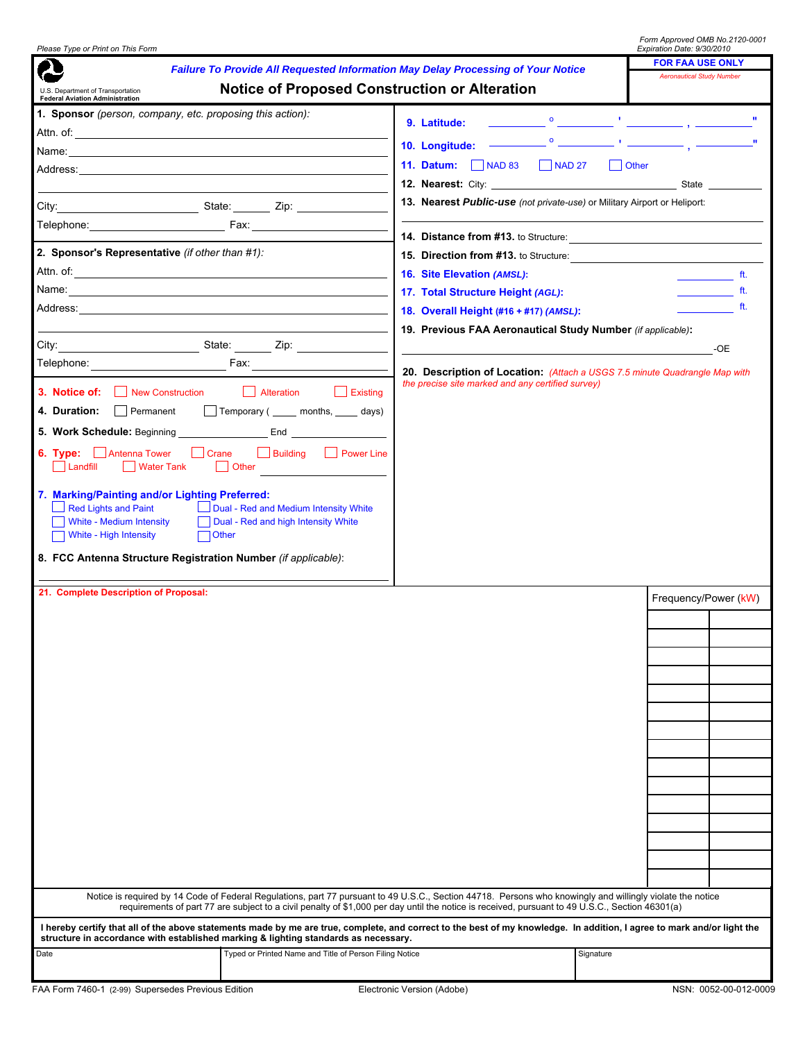Please Type or Print on This Form

Form Approved OMB No.2120-0001
Expiration Date: 9/30/2010

U.S. Department of Transportation
Federal Aviation Administration

*Failure To Provide All Requested Information May Delay Processing of Your Notice*

# Notice of Proposed Construction or Alteration

**FOR FAA USE ONLY**

Aeronautical Study Number

**1. Sponsor** *(person, company, etc. proposing this action)*:

Attn. of: ______________________

Name: ______________________

Address: ______________________

______________________

City: ____________ State: ______ Zip: ________

Telephone: ____________ Fax: ____________

**2. Sponsor's Representative** *(if other than #1)*:

Attn. of: ______________________

Name: ______________________

Address: ______________________

______________________

City: ____________ State: ______ Zip: ________

Telephone: ____________ Fax: ____________

**3. Notice of:** ☐ New Construction ☐ Alteration ☐ Existing

**4. Duration:** ☐ Permanent ☐ Temporary ( ____ months, ____ days)

**5. Work Schedule:** Beginning ____________ End ____________

**6. Type:** ☐ Antenna Tower ☐ Crane ☐ Building ☐ Power Line ☐ Landfill ☐ Water Tank ☐ Other ____________

**7. Marking/Painting and/or Lighting Preferred:**

☐ Red Lights and Paint ☐ Dual - Red and Medium Intensity White
☐ White - Medium Intensity ☐ Dual - Red and high Intensity White
☐ White - High Intensity ☐ Other

**8. FCC Antenna Structure Registration Number** *(if applicable)*:

______________________

**9. Latitude:** ______ ° ______ ' ______ . ______ "

**10. Longitude:** ______ ° ______ ' ______ . ______ "

**11. Datum:** ☐ NAD 83 ☐ NAD 27 ☐ Other

**12. Nearest:** City: ______________________ State ________

**13. Nearest *Public-use*** *(not private-use)* or Military Airport or Heliport:

______________________

**14. Distance from #13.** to Structure: ______________________

**15. Direction from #13.** to Structure: ______________________

**16. Site Elevation** ***(AMSL)*****:** ________ ft.

**17. Total Structure Height** ***(AGL)*****:** ________ ft.

**18. Overall Height (#16 + #17)** ***(AMSL)*****:** ________ ft.

**19. Previous FAA Aeronautical Study Number** *(if applicable)*:

______________________-OE

**20. Description of Location:** *(Attach a USGS 7.5 minute Quadrangle Map with the precise site marked and any certified survey)*

**21. Complete Description of Proposal:**

| Frequency/Power (kW) | |
|---|---|
| | |
| | |
| | |
| | |
| | |
| | |
| | |
| | |
| | |
| | |
| | |
| | |
| | |
| | |
| | |

Notice is required by 14 Code of Federal Regulations, part 77 pursuant to 49 U.S.C., Section 44718. Persons who knowingly and willingly violate the notice requirements of part 77 are subject to a civil penalty of $1,000 per day until the notice is received, pursuant to 49 U.S.C., Section 46301(a)

**I hereby certify that all of the above statements made by me are true, complete, and correct to the best of my knowledge. In addition, I agree to mark and/or light the structure in accordance with established marking & lighting standards as necessary.**

| Date | Typed or Printed Name and Title of Person Filing Notice | Signature |
|---|---|---|
| | | |

FAA Form 7460-1 (2-99) Supersedes Previous Edition Electronic Version (Adobe) NSN: 0052-00-012-0009